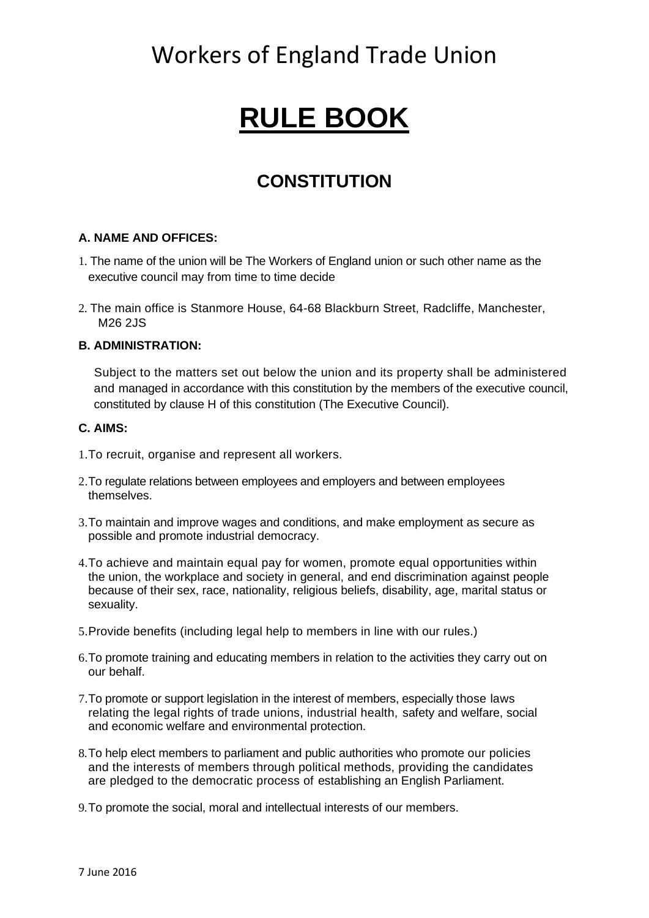# Workers of England Trade Union

# RULE BOOK

## CONSTITUTION

**A. NAME AND OFFICES:**

1. The name of the union will be The Workers of England union or such other name as the executive council may from time to time decide

2. The main office is Stanmore House, 64-68 Blackburn Street, Radcliffe, Manchester, M26 2JS

**B. ADMINISTRATION:**

Subject to the matters set out below the union and its property shall be administered and managed in accordance with this constitution by the members of the executive council, constituted by clause H of this constitution (The Executive Council).

**C. AIMS:**

1. To recruit, organise and represent all workers.

2. To regulate relations between employees and employers and between employees themselves.

3. To maintain and improve wages and conditions, and make employment as secure as possible and promote industrial democracy.

4. To achieve and maintain equal pay for women, promote equal opportunities within the union, the workplace and society in general, and end discrimination against people because of their sex, race, nationality, religious beliefs, disability, age, marital status or sexuality.

5. Provide benefits (including legal help to members in line with our rules.)

6. To promote training and educating members in relation to the activities they carry out on our behalf.

7. To promote or support legislation in the interest of members, especially those laws relating the legal rights of trade unions, industrial health, safety and welfare, social and economic welfare and environmental protection.

8. To help elect members to parliament and public authorities who promote our policies and the interests of members through political methods, providing the candidates are pledged to the democratic process of establishing an English Parliament.

9. To promote the social, moral and intellectual interests of our members.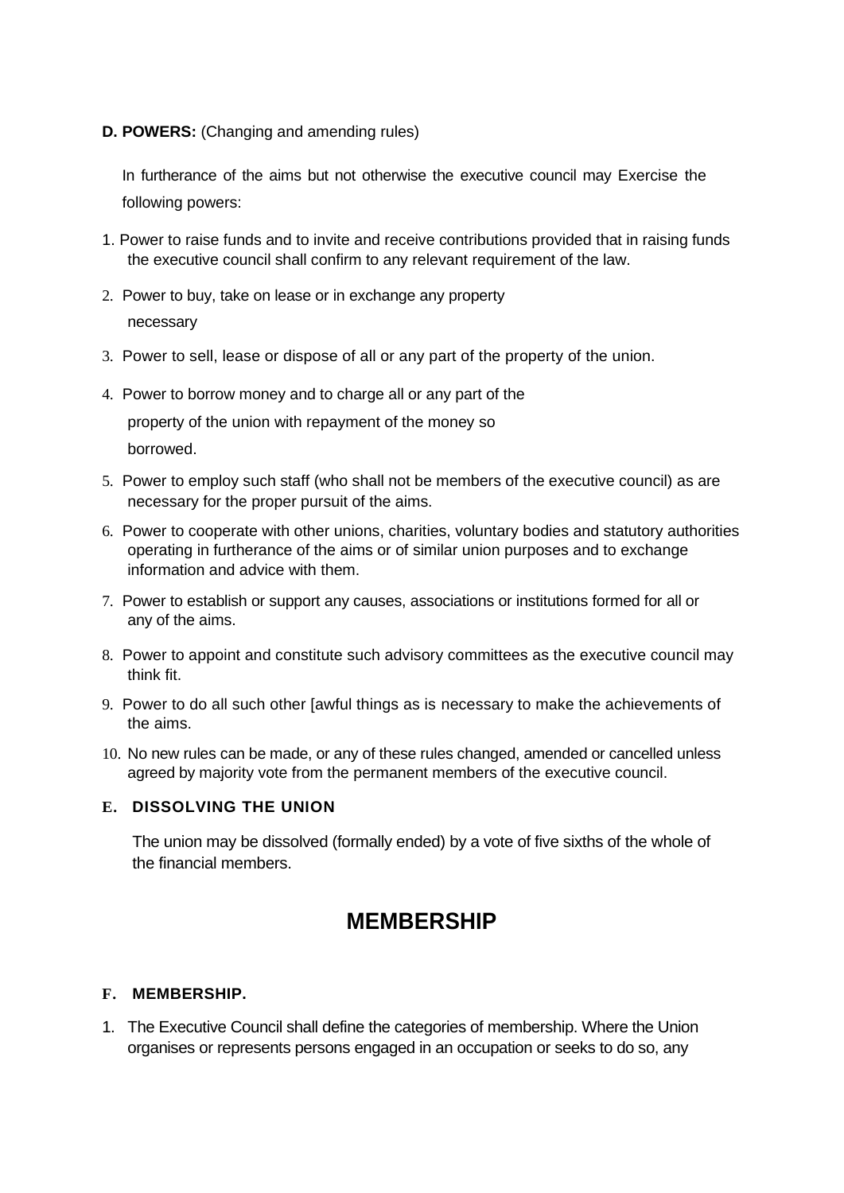**D. POWERS:** (Changing and amending rules)

In furtherance of the aims but not otherwise the executive council may Exercise the following powers:

1. Power to raise funds and to invite and receive contributions provided that in raising funds the executive council shall confirm to any relevant requirement of the law.
2. Power to buy, take on lease or in exchange any property necessary
3. Power to sell, lease or dispose of all or any part of the property of the union.
4. Power to borrow money and to charge all or any part of the property of the union with repayment of the money so borrowed.
5. Power to employ such staff (who shall not be members of the executive council) as are necessary for the proper pursuit of the aims.
6. Power to cooperate with other unions, charities, voluntary bodies and statutory authorities operating in furtherance of the aims or of similar union purposes and to exchange information and advice with them.
7. Power to establish or support any causes, associations or institutions formed for all or any of the aims.
8. Power to appoint and constitute such advisory committees as the executive council may think fit.
9. Power to do all such other [awful things as is necessary to make the achievements of the aims.
10. No new rules can be made, or any of these rules changed, amended or cancelled unless agreed by majority vote from the permanent members of the executive council.

**E. DISSOLVING THE UNION**

The union may be dissolved (formally ended) by a vote of five sixths of the whole of the financial members.

## MEMBERSHIP

**F. MEMBERSHIP.**

1. The Executive Council shall define the categories of membership. Where the Union organises or represents persons engaged in an occupation or seeks to do so, any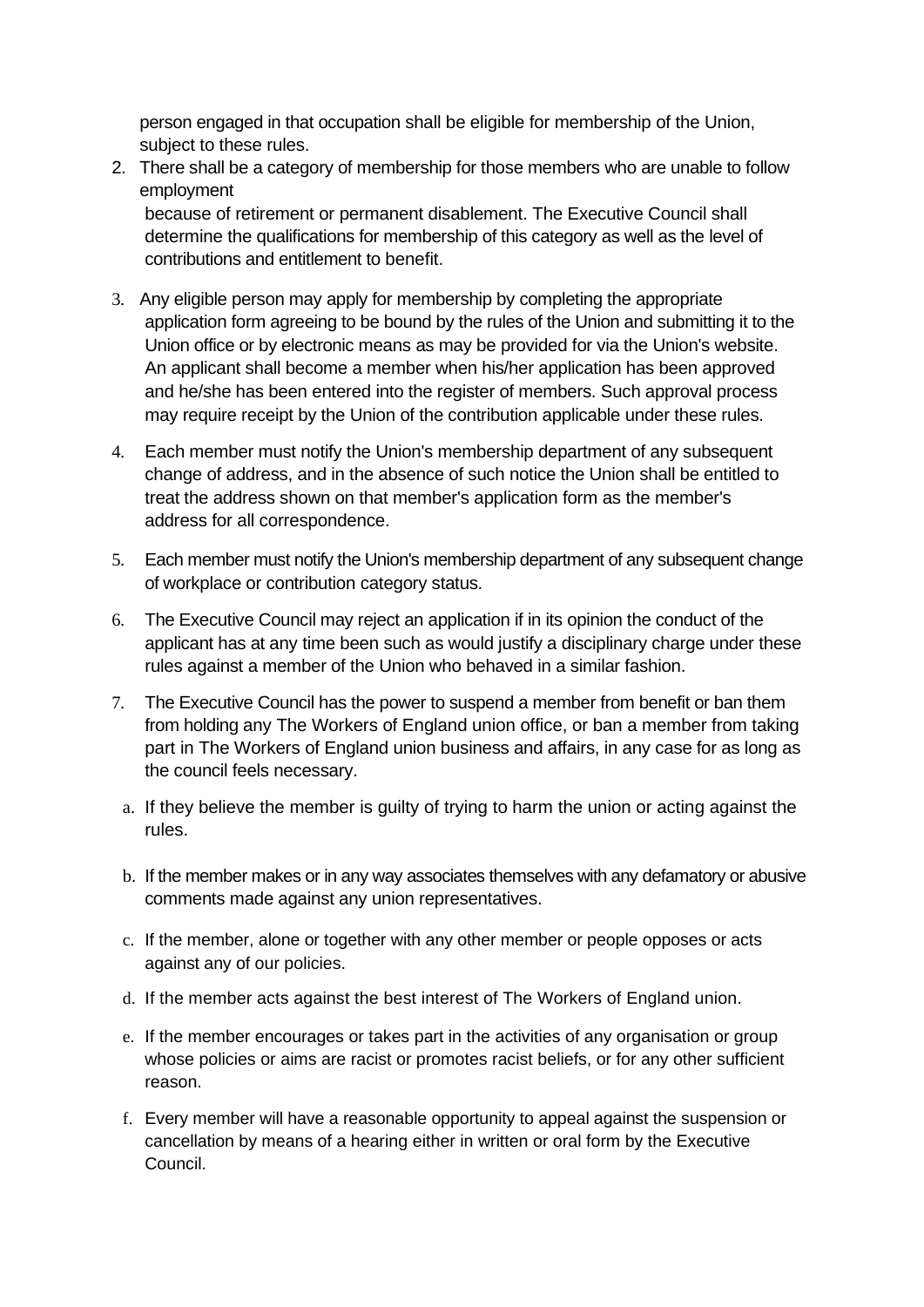person engaged in that occupation shall be eligible for membership of the Union, subject to these rules.

2. There shall be a category of membership for those members who are unable to follow employment because of retirement or permanent disablement. The Executive Council shall determine the qualifications for membership of this category as well as the level of contributions and entitlement to benefit.

3. Any eligible person may apply for membership by completing the appropriate application form agreeing to be bound by the rules of the Union and submitting it to the Union office or by electronic means as may be provided for via the Union's website. An applicant shall become a member when his/her application has been approved and he/she has been entered into the register of members. Such approval process may require receipt by the Union of the contribution applicable under these rules.

4. Each member must notify the Union's membership department of any subsequent change of address, and in the absence of such notice the Union shall be entitled to treat the address shown on that member's application form as the member's address for all correspondence.

5. Each member must notify the Union's membership department of any subsequent change of workplace or contribution category status.

6. The Executive Council may reject an application if in its opinion the conduct of the applicant has at any time been such as would justify a disciplinary charge under these rules against a member of the Union who behaved in a similar fashion.

7. The Executive Council has the power to suspend a member from benefit or ban them from holding any The Workers of England union office, or ban a member from taking part in The Workers of England union business and affairs, in any case for as long as the council feels necessary.

   a. If they believe the member is guilty of trying to harm the union or acting against the rules.

   b. If the member makes or in any way associates themselves with any defamatory or abusive comments made against any union representatives.

   c. If the member, alone or together with any other member or people opposes or acts against any of our policies.

   d. If the member acts against the best interest of The Workers of England union.

   e. If the member encourages or takes part in the activities of any organisation or group whose policies or aims are racist or promotes racist beliefs, or for any other sufficient reason.

   f. Every member will have a reasonable opportunity to appeal against the suspension or cancellation by means of a hearing either in written or oral form by the Executive Council.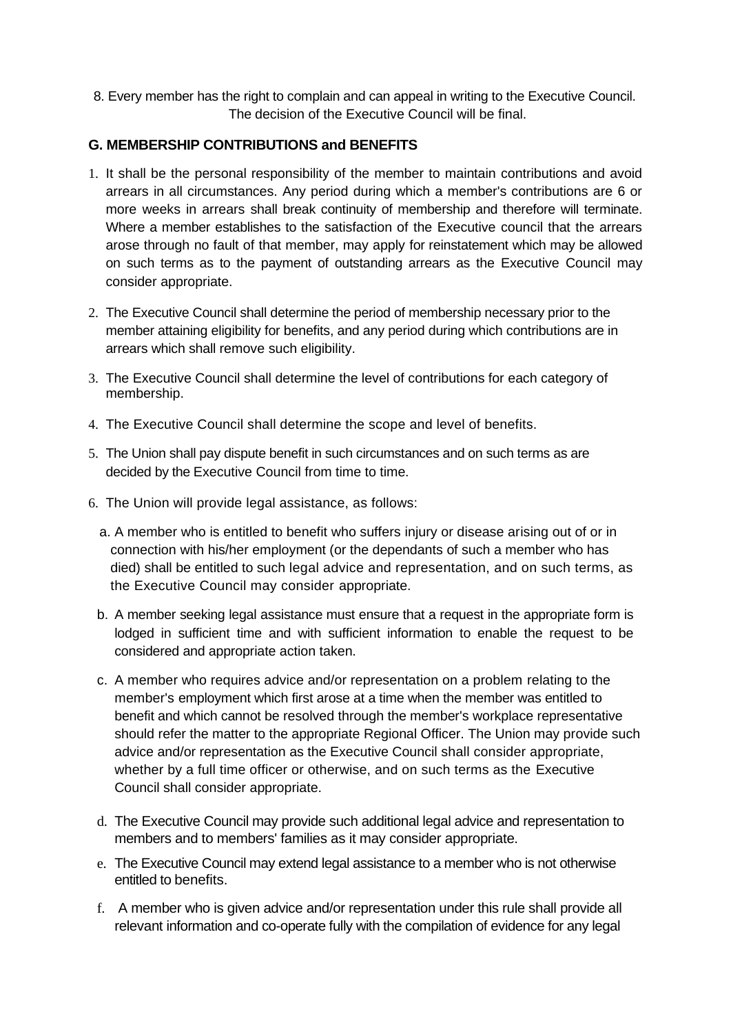8. Every member has the right to complain and can appeal in writing to the Executive Council. The decision of the Executive Council will be final.

### G. MEMBERSHIP CONTRIBUTIONS and BENEFITS

1. It shall be the personal responsibility of the member to maintain contributions and avoid arrears in all circumstances. Any period during which a member's contributions are 6 or more weeks in arrears shall break continuity of membership and therefore will terminate. Where a member establishes to the satisfaction of the Executive council that the arrears arose through no fault of that member, may apply for reinstatement which may be allowed on such terms as to the payment of outstanding arrears as the Executive Council may consider appropriate.

2. The Executive Council shall determine the period of membership necessary prior to the member attaining eligibility for benefits, and any period during which contributions are in arrears which shall remove such eligibility.

3. The Executive Council shall determine the level of contributions for each category of membership.

4. The Executive Council shall determine the scope and level of benefits.

5. The Union shall pay dispute benefit in such circumstances and on such terms as are decided by the Executive Council from time to time.

6. The Union will provide legal assistance, as follows:

   a. A member who is entitled to benefit who suffers injury or disease arising out of or in connection with his/her employment (or the dependants of such a member who has died) shall be entitled to such legal advice and representation, and on such terms, as the Executive Council may consider appropriate.

   b. A member seeking legal assistance must ensure that a request in the appropriate form is lodged in sufficient time and with sufficient information to enable the request to be considered and appropriate action taken.

   c. A member who requires advice and/or representation on a problem relating to the member's employment which first arose at a time when the member was entitled to benefit and which cannot be resolved through the member's workplace representative should refer the matter to the appropriate Regional Officer. The Union may provide such advice and/or representation as the Executive Council shall consider appropriate, whether by a full time officer or otherwise, and on such terms as the Executive Council shall consider appropriate.

   d. The Executive Council may provide such additional legal advice and representation to members and to members' families as it may consider appropriate.

   e. The Executive Council may extend legal assistance to a member who is not otherwise entitled to benefits.

   f. A member who is given advice and/or representation under this rule shall provide all relevant information and co-operate fully with the compilation of evidence for any legal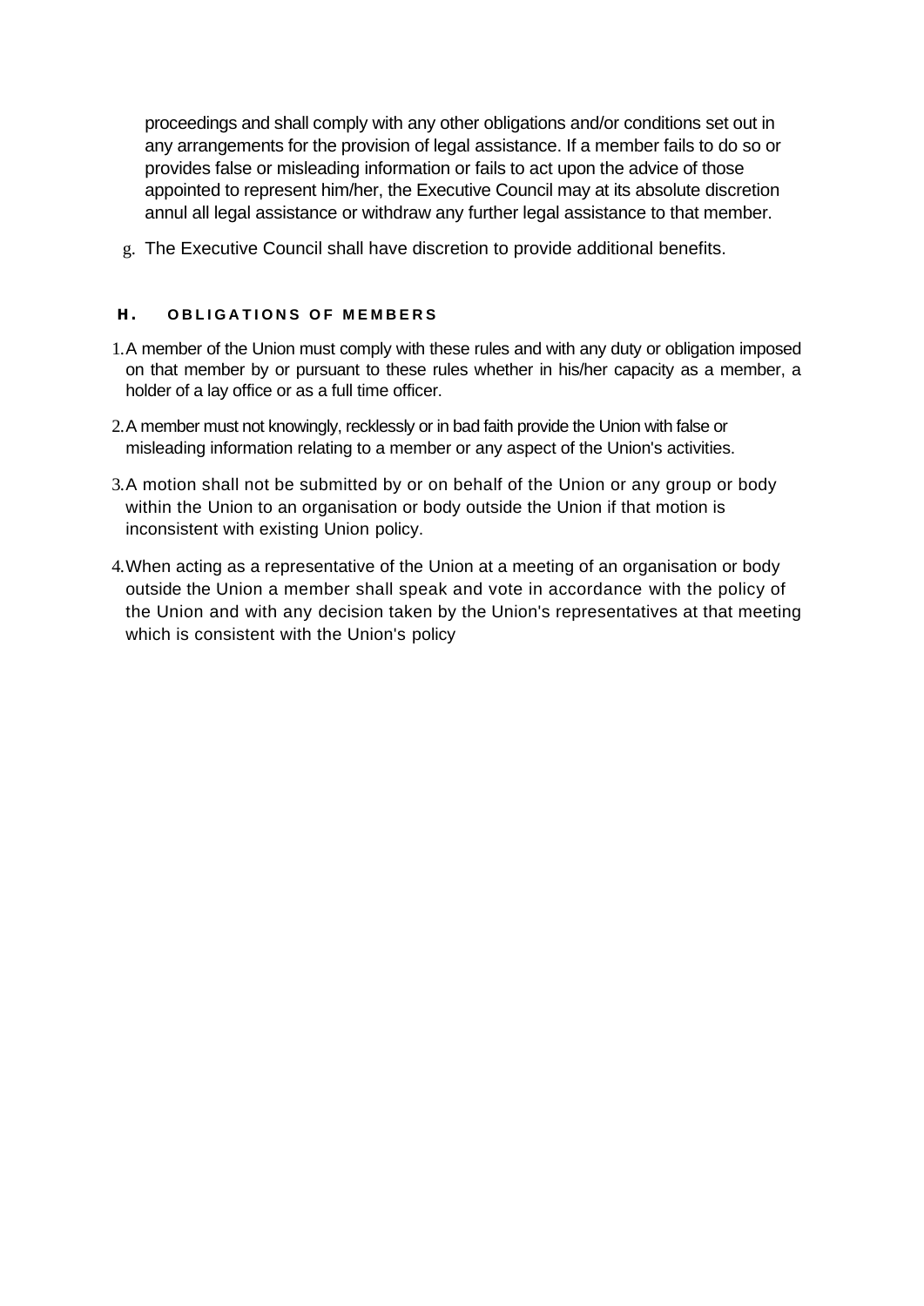proceedings and shall comply with any other obligations and/or conditions set out in any arrangements for the provision of legal assistance. If a member fails to do so or provides false or misleading information or fails to act upon the advice of those appointed to represent him/her, the Executive Council may at its absolute discretion annul all legal assistance or withdraw any further legal assistance to that member.

g. The Executive Council shall have discretion to provide additional benefits.

## H. OBLIGATIONS OF MEMBERS

1. A member of the Union must comply with these rules and with any duty or obligation imposed on that member by or pursuant to these rules whether in his/her capacity as a member, a holder of a lay office or as a full time officer.
2. A member must not knowingly, recklessly or in bad faith provide the Union with false or misleading information relating to a member or any aspect of the Union's activities.
3. A motion shall not be submitted by or on behalf of the Union or any group or body within the Union to an organisation or body outside the Union if that motion is inconsistent with existing Union policy.
4. When acting as a representative of the Union at a meeting of an organisation or body outside the Union a member shall speak and vote in accordance with the policy of the Union and with any decision taken by the Union's representatives at that meeting which is consistent with the Union's policy